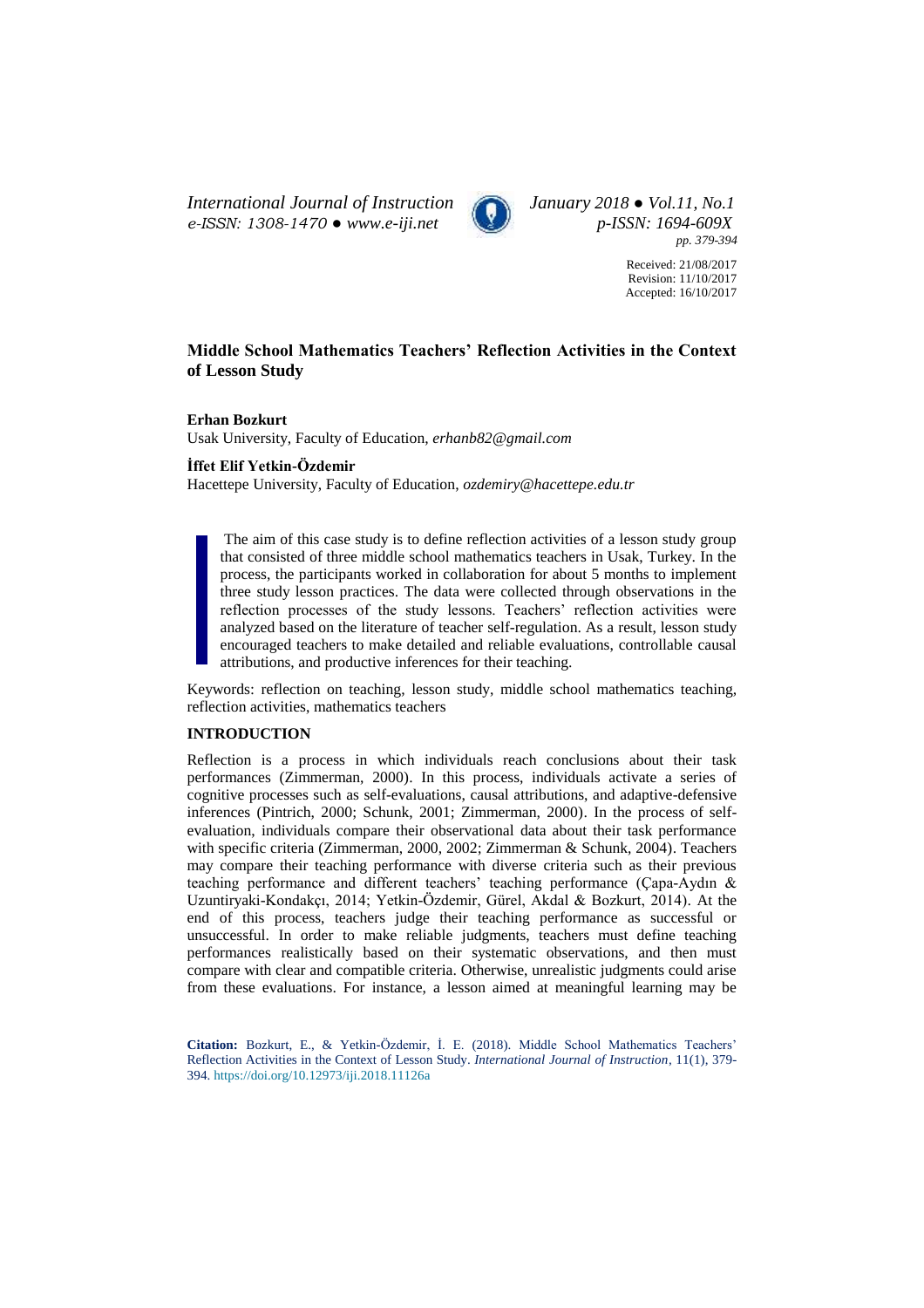# Middle School Mathematics Teachers' Reflection Activities in the Context of Lesson Study

**Erhan Bozkurt**
Usak University, Faculty of Education, *erhanb82@gmail.com*

**İffet Elif Yetkin-Özdemir**
Hacettepe University, Faculty of Education, *ozdemiry@hacettepe.edu.tr*

> The aim of this case study is to define reflection activities of a lesson study group that consisted of three middle school mathematics teachers in Usak, Turkey. In the process, the participants worked in collaboration for about 5 months to implement three study lesson practices. The data were collected through observations in the reflection processes of the study lessons. Teachers' reflection activities were analyzed based on the literature of teacher self-regulation. As a result, lesson study encouraged teachers to make detailed and reliable evaluations, controllable causal attributions, and productive inferences for their teaching.

Keywords: reflection on teaching, lesson study, middle school mathematics teaching, reflection activities, mathematics teachers

## INTRODUCTION

Reflection is a process in which individuals reach conclusions about their task performances (Zimmerman, 2000). In this process, individuals activate a series of cognitive processes such as self-evaluations, causal attributions, and adaptive-defensive inferences (Pintrich, 2000; Schunk, 2001; Zimmerman, 2000). In the process of self-evaluation, individuals compare their observational data about their task performance with specific criteria (Zimmerman, 2000, 2002; Zimmerman & Schunk, 2004). Teachers may compare their teaching performance with diverse criteria such as their previous teaching performance and different teachers' teaching performance (Çapa-Aydın & Uzuntiryaki-Kondakçı, 2014; Yetkin-Özdemir, Gürel, Akdal & Bozkurt, 2014). At the end of this process, teachers judge their teaching performance as successful or unsuccessful. In order to make reliable judgments, teachers must define teaching performances realistically based on their systematic observations, and then must compare with clear and compatible criteria. Otherwise, unrealistic judgments could arise from these evaluations. For instance, a lesson aimed at meaningful learning may be

**Citation:** Bozkurt, E., & Yetkin-Özdemir, İ. E. (2018). Middle School Mathematics Teachers' Reflection Activities in the Context of Lesson Study. *International Journal of Instruction*, 11(1), 379-394. https://doi.org/10.12973/iji.2018.11126a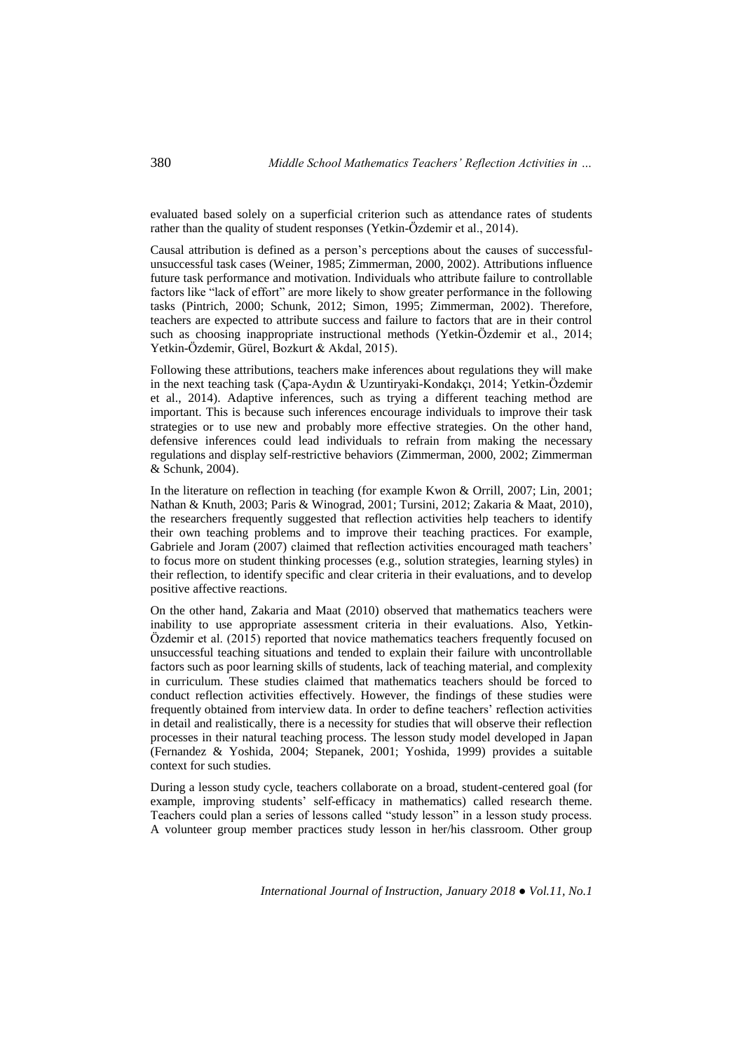evaluated based solely on a superficial criterion such as attendance rates of students rather than the quality of student responses (Yetkin-Özdemir et al., 2014).

Causal attribution is defined as a person's perceptions about the causes of successful-unsuccessful task cases (Weiner, 1985; Zimmerman, 2000, 2002). Attributions influence future task performance and motivation. Individuals who attribute failure to controllable factors like "lack of effort" are more likely to show greater performance in the following tasks (Pintrich, 2000; Schunk, 2012; Simon, 1995; Zimmerman, 2002). Therefore, teachers are expected to attribute success and failure to factors that are in their control such as choosing inappropriate instructional methods (Yetkin-Özdemir et al., 2014; Yetkin-Özdemir, Gürel, Bozkurt & Akdal, 2015).

Following these attributions, teachers make inferences about regulations they will make in the next teaching task (Çapa-Aydın & Uzuntiryaki-Kondakçı, 2014; Yetkin-Özdemir et al., 2014). Adaptive inferences, such as trying a different teaching method are important. This is because such inferences encourage individuals to improve their task strategies or to use new and probably more effective strategies. On the other hand, defensive inferences could lead individuals to refrain from making the necessary regulations and display self-restrictive behaviors (Zimmerman, 2000, 2002; Zimmerman & Schunk, 2004).

In the literature on reflection in teaching (for example Kwon & Orrill, 2007; Lin, 2001; Nathan & Knuth, 2003; Paris & Winograd, 2001; Tursini, 2012; Zakaria & Maat, 2010), the researchers frequently suggested that reflection activities help teachers to identify their own teaching problems and to improve their teaching practices. For example, Gabriele and Joram (2007) claimed that reflection activities encouraged math teachers' to focus more on student thinking processes (e.g., solution strategies, learning styles) in their reflection, to identify specific and clear criteria in their evaluations, and to develop positive affective reactions.

On the other hand, Zakaria and Maat (2010) observed that mathematics teachers were inability to use appropriate assessment criteria in their evaluations. Also, Yetkin-Özdemir et al. (2015) reported that novice mathematics teachers frequently focused on unsuccessful teaching situations and tended to explain their failure with uncontrollable factors such as poor learning skills of students, lack of teaching material, and complexity in curriculum. These studies claimed that mathematics teachers should be forced to conduct reflection activities effectively. However, the findings of these studies were frequently obtained from interview data. In order to define teachers' reflection activities in detail and realistically, there is a necessity for studies that will observe their reflection processes in their natural teaching process. The lesson study model developed in Japan (Fernandez & Yoshida, 2004; Stepanek, 2001; Yoshida, 1999) provides a suitable context for such studies.

During a lesson study cycle, teachers collaborate on a broad, student-centered goal (for example, improving students' self-efficacy in mathematics) called research theme. Teachers could plan a series of lessons called "study lesson" in a lesson study process. A volunteer group member practices study lesson in her/his classroom. Other group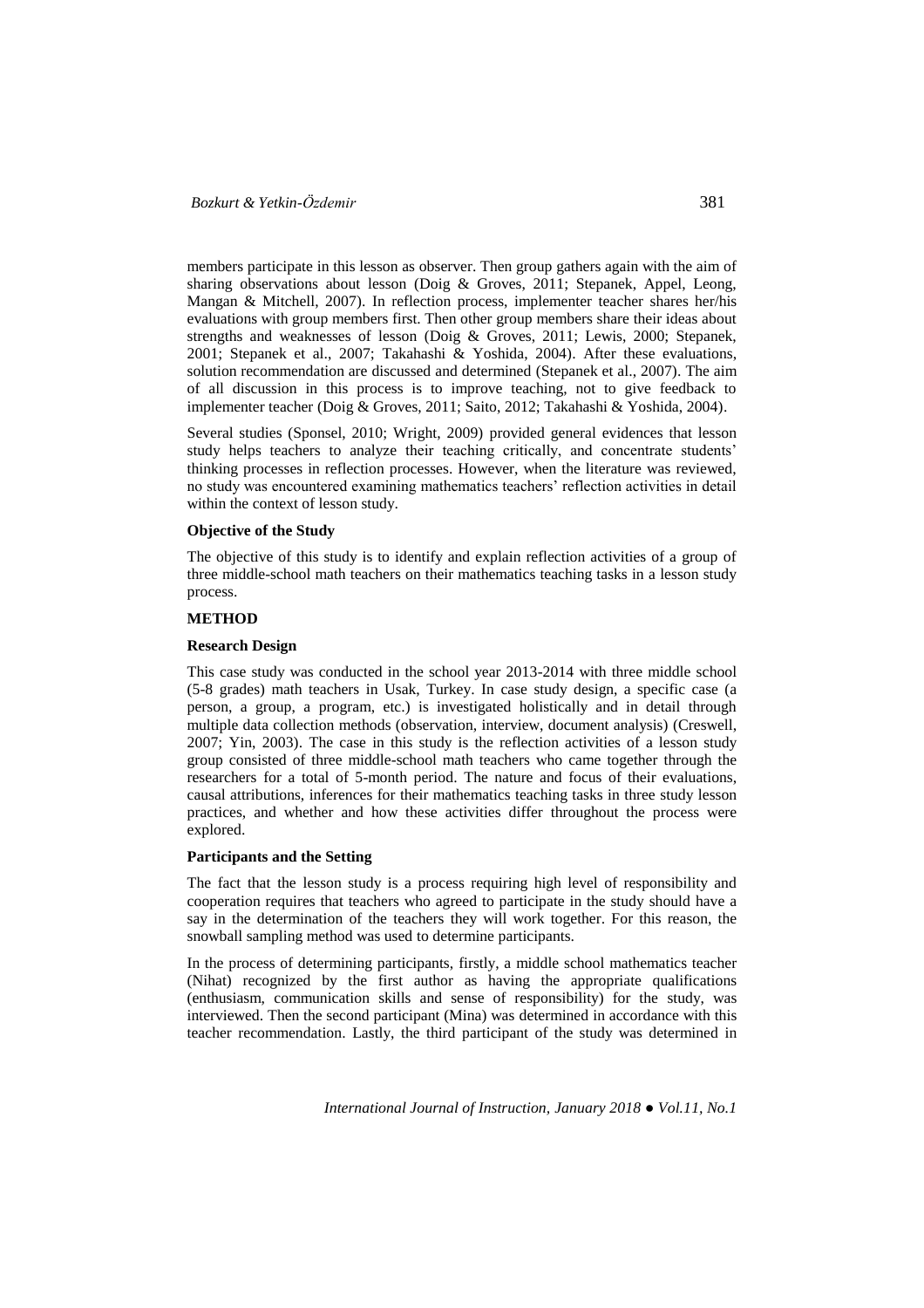members participate in this lesson as observer. Then group gathers again with the aim of sharing observations about lesson (Doig & Groves, 2011; Stepanek, Appel, Leong, Mangan & Mitchell, 2007). In reflection process, implementer teacher shares her/his evaluations with group members first. Then other group members share their ideas about strengths and weaknesses of lesson (Doig & Groves, 2011; Lewis, 2000; Stepanek, 2001; Stepanek et al., 2007; Takahashi & Yoshida, 2004). After these evaluations, solution recommendation are discussed and determined (Stepanek et al., 2007). The aim of all discussion in this process is to improve teaching, not to give feedback to implementer teacher (Doig & Groves, 2011; Saito, 2012; Takahashi & Yoshida, 2004).

Several studies (Sponsel, 2010; Wright, 2009) provided general evidences that lesson study helps teachers to analyze their teaching critically, and concentrate students' thinking processes in reflection processes. However, when the literature was reviewed, no study was encountered examining mathematics teachers' reflection activities in detail within the context of lesson study.

### Objective of the Study

The objective of this study is to identify and explain reflection activities of a group of three middle-school math teachers on their mathematics teaching tasks in a lesson study process.

## METHOD

### Research Design

This case study was conducted in the school year 2013-2014 with three middle school (5-8 grades) math teachers in Usak, Turkey. In case study design, a specific case (a person, a group, a program, etc.) is investigated holistically and in detail through multiple data collection methods (observation, interview, document analysis) (Creswell, 2007; Yin, 2003). The case in this study is the reflection activities of a lesson study group consisted of three middle-school math teachers who came together through the researchers for a total of 5-month period. The nature and focus of their evaluations, causal attributions, inferences for their mathematics teaching tasks in three study lesson practices, and whether and how these activities differ throughout the process were explored.

### Participants and the Setting

The fact that the lesson study is a process requiring high level of responsibility and cooperation requires that teachers who agreed to participate in the study should have a say in the determination of the teachers they will work together. For this reason, the snowball sampling method was used to determine participants.

In the process of determining participants, firstly, a middle school mathematics teacher (Nihat) recognized by the first author as having the appropriate qualifications (enthusiasm, communication skills and sense of responsibility) for the study, was interviewed. Then the second participant (Mina) was determined in accordance with this teacher recommendation. Lastly, the third participant of the study was determined in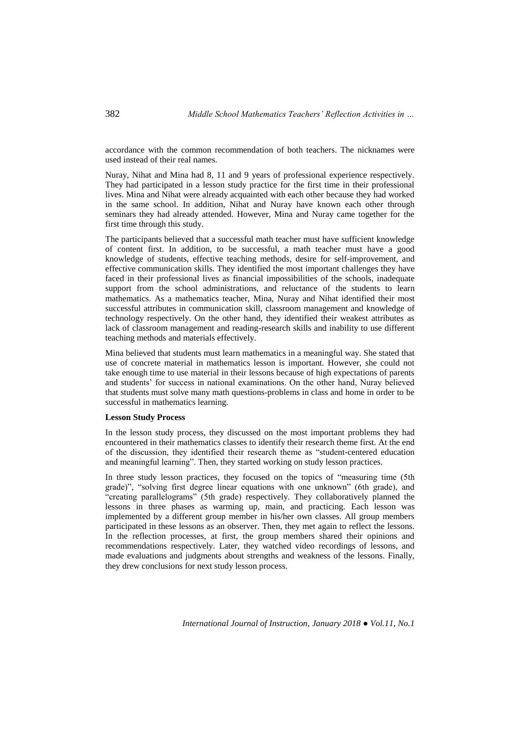accordance with the common recommendation of both teachers. The nicknames were used instead of their real names.

Nuray, Nihat and Mina had 8, 11 and 9 years of professional experience respectively. They had participated in a lesson study practice for the first time in their professional lives. Mina and Nihat were already acquainted with each other because they had worked in the same school. In addition, Nihat and Nuray have known each other through seminars they had already attended. However, Mina and Nuray came together for the first time through this study.

The participants believed that a successful math teacher must have sufficient knowledge of content first. In addition, to be successful, a math teacher must have a good knowledge of students, effective teaching methods, desire for self-improvement, and effective communication skills. They identified the most important challenges they have faced in their professional lives as financial impossibilities of the schools, inadequate support from the school administrations, and reluctance of the students to learn mathematics. As a mathematics teacher, Mina, Nuray and Nihat identified their most successful attributes in communication skill, classroom management and knowledge of technology respectively. On the other hand, they identified their weakest attributes as lack of classroom management and reading-research skills and inability to use different teaching methods and materials effectively.

Mina believed that students must learn mathematics in a meaningful way. She stated that use of concrete material in mathematics lesson is important. However, she could not take enough time to use material in their lessons because of high expectations of parents and students' for success in national examinations. On the other hand, Nuray believed that students must solve many math questions-problems in class and home in order to be successful in mathematics learning.

**Lesson Study Process**

In the lesson study process, they discussed on the most important problems they had encountered in their mathematics classes to identify their research theme first. At the end of the discussion, they identified their research theme as "student-centered education and meaningful learning". Then, they started working on study lesson practices.

In three study lesson practices, they focused on the topics of "measuring time (5th grade)", "solving first degree linear equations with one unknown" (6th grade), and "creating parallelograms" (5th grade) respectively. They collaboratively planned the lessons in three phases as warming up, main, and practicing. Each lesson was implemented by a different group member in his/her own classes. All group members participated in these lessons as an observer. Then, they met again to reflect the lessons. In the reflection processes, at first, the group members shared their opinions and recommendations respectively. Later, they watched video recordings of lessons, and made evaluations and judgments about strengths and weakness of the lessons. Finally, they drew conclusions for next study lesson process.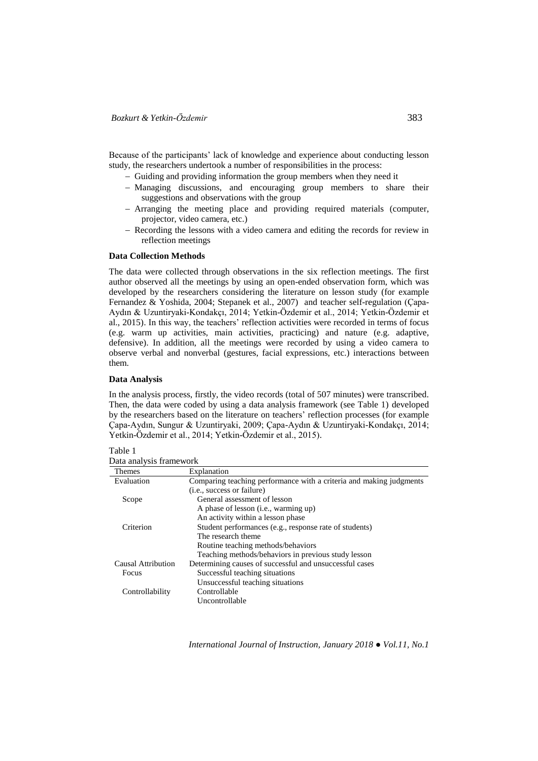Because of the participants' lack of knowledge and experience about conducting lesson study, the researchers undertook a number of responsibilities in the process:

- Guiding and providing information the group members when they need it
- Managing discussions, and encouraging group members to share their suggestions and observations with the group
- Arranging the meeting place and providing required materials (computer, projector, video camera, etc.)
- Recording the lessons with a video camera and editing the records for review in reflection meetings

**Data Collection Methods**

The data were collected through observations in the six reflection meetings. The first author observed all the meetings by using an open-ended observation form, which was developed by the researchers considering the literature on lesson study (for example Fernandez & Yoshida, 2004; Stepanek et al., 2007) and teacher self-regulation (Çapa-Aydın & Uzuntiryaki-Kondakçı, 2014; Yetkin-Özdemir et al., 2014; Yetkin-Özdemir et al., 2015). In this way, the teachers' reflection activities were recorded in terms of focus (e.g. warm up activities, main activities, practicing) and nature (e.g. adaptive, defensive). In addition, all the meetings were recorded by using a video camera to observe verbal and nonverbal (gestures, facial expressions, etc.) interactions between them.

**Data Analysis**

In the analysis process, firstly, the video records (total of 507 minutes) were transcribed. Then, the data were coded by using a data analysis framework (see Table 1) developed by the researchers based on the literature on teachers' reflection processes (for example Çapa-Aydın, Sungur & Uzuntiryaki, 2009; Çapa-Aydın & Uzuntiryaki-Kondakçı, 2014; Yetkin-Özdemir et al., 2014; Yetkin-Özdemir et al., 2015).

Table 1
Data analysis framework

| Themes | Explanation |
|---|---|
| Evaluation | Comparing teaching performance with a criteria and making judgments (i.e., success or failure) |
| Scope | General assessment of lesson |
| | A phase of lesson (i.e., warming up) |
| | An activity within a lesson phase |
| Criterion | Student performances (e.g., response rate of students) |
| | The research theme |
| | Routine teaching methods/behaviors |
| | Teaching methods/behaviors in previous study lesson |
| Causal Attribution | Determining causes of successful and unsuccessful cases |
| Focus | Successful teaching situations |
| | Unsuccessful teaching situations |
| Controllability | Controllable |
| | Uncontrollable |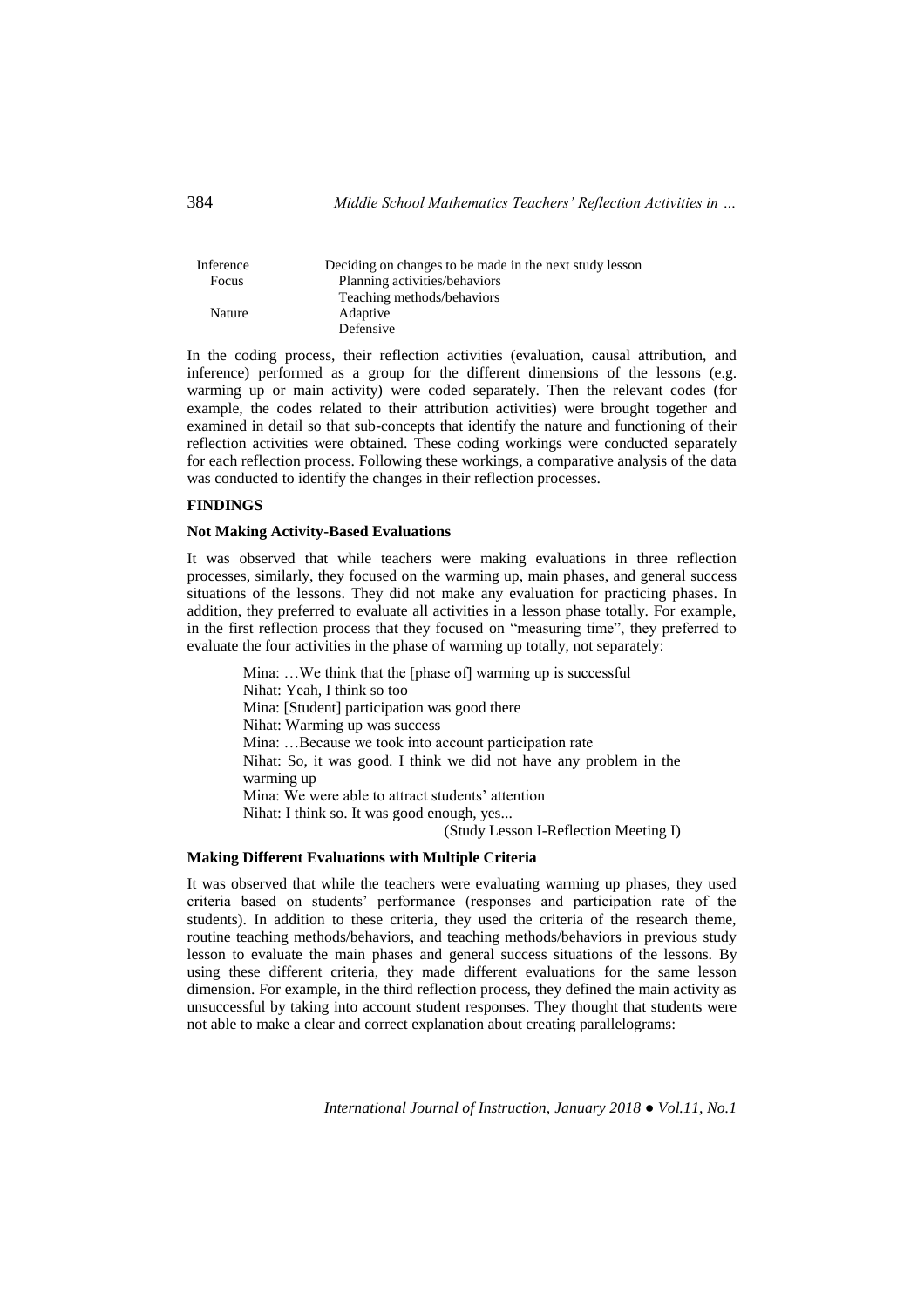| | |
|---|---|
| Inference | Deciding on changes to be made in the next study lesson |
| Focus | Planning activities/behaviors |
| | Teaching methods/behaviors |
| Nature | Adaptive |
| | Defensive |

In the coding process, their reflection activities (evaluation, causal attribution, and inference) performed as a group for the different dimensions of the lessons (e.g. warming up or main activity) were coded separately. Then the relevant codes (for example, the codes related to their attribution activities) were brought together and examined in detail so that sub-concepts that identify the nature and functioning of their reflection activities were obtained. These coding workings were conducted separately for each reflection process. Following these workings, a comparative analysis of the data was conducted to identify the changes in their reflection processes.

## FINDINGS

### Not Making Activity-Based Evaluations

It was observed that while teachers were making evaluations in three reflection processes, similarly, they focused on the warming up, main phases, and general success situations of the lessons. They did not make any evaluation for practicing phases. In addition, they preferred to evaluate all activities in a lesson phase totally. For example, in the first reflection process that they focused on "measuring time", they preferred to evaluate the four activities in the phase of warming up totally, not separately:

> Mina: …We think that the [phase of] warming up is successful
> Nihat: Yeah, I think so too
> Mina: [Student] participation was good there
> Nihat: Warming up was success
> Mina: …Because we took into account participation rate
> Nihat: So, it was good. I think we did not have any problem in the warming up
> Mina: We were able to attract students' attention
> Nihat: I think so. It was good enough, yes...
>
> (Study Lesson I-Reflection Meeting I)

### Making Different Evaluations with Multiple Criteria

It was observed that while the teachers were evaluating warming up phases, they used criteria based on students' performance (responses and participation rate of the students). In addition to these criteria, they used the criteria of the research theme, routine teaching methods/behaviors, and teaching methods/behaviors in previous study lesson to evaluate the main phases and general success situations of the lessons. By using these different criteria, they made different evaluations for the same lesson dimension. For example, in the third reflection process, they defined the main activity as unsuccessful by taking into account student responses. They thought that students were not able to make a clear and correct explanation about creating parallelograms: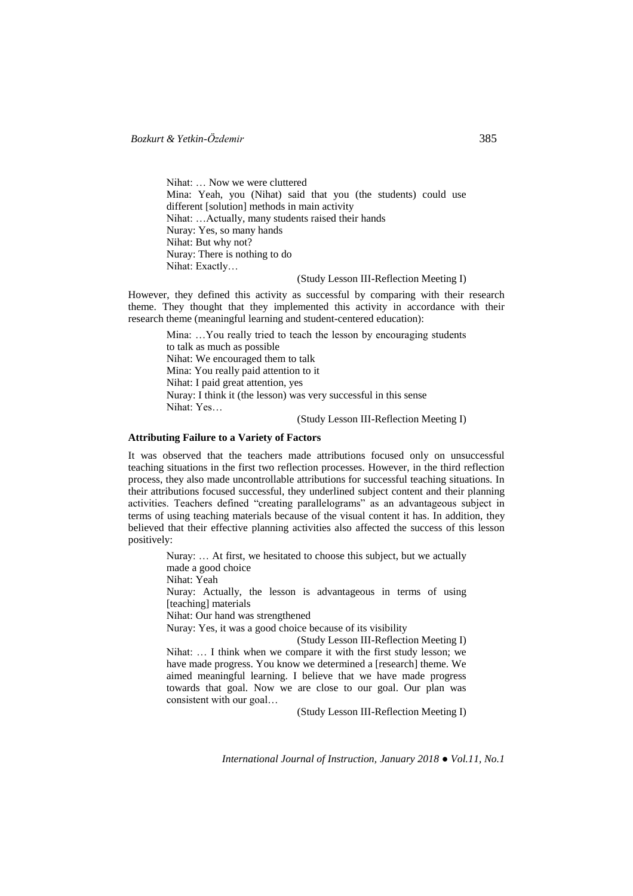> Nihat: … Now we were cluttered
> Mina: Yeah, you (Nihat) said that you (the students) could use different [solution] methods in main activity
> Nihat: …Actually, many students raised their hands
> Nuray: Yes, so many hands
> Nihat: But why not?
> Nuray: There is nothing to do
> Nihat: Exactly…
>
> (Study Lesson III-Reflection Meeting I)

However, they defined this activity as successful by comparing with their research theme. They thought that they implemented this activity in accordance with their research theme (meaningful learning and student-centered education):

> Mina: …You really tried to teach the lesson by encouraging students to talk as much as possible
> Nihat: We encouraged them to talk
> Mina: You really paid attention to it
> Nihat: I paid great attention, yes
> Nuray: I think it (the lesson) was very successful in this sense
> Nihat: Yes…
>
> (Study Lesson III-Reflection Meeting I)

### Attributing Failure to a Variety of Factors

It was observed that the teachers made attributions focused only on unsuccessful teaching situations in the first two reflection processes. However, in the third reflection process, they also made uncontrollable attributions for successful teaching situations. In their attributions focused successful, they underlined subject content and their planning activities. Teachers defined "creating parallelograms" as an advantageous subject in terms of using teaching materials because of the visual content it has. In addition, they believed that their effective planning activities also affected the success of this lesson positively:

> Nuray: … At first, we hesitated to choose this subject, but we actually made a good choice
> Nihat: Yeah
> Nuray: Actually, the lesson is advantageous in terms of using [teaching] materials
> Nihat: Our hand was strengthened
> Nuray: Yes, it was a good choice because of its visibility
>
> (Study Lesson III-Reflection Meeting I)
>
> Nihat: … I think when we compare it with the first study lesson; we have made progress. You know we determined a [research] theme. We aimed meaningful learning. I believe that we have made progress towards that goal. Now we are close to our goal. Our plan was consistent with our goal…
>
> (Study Lesson III-Reflection Meeting I)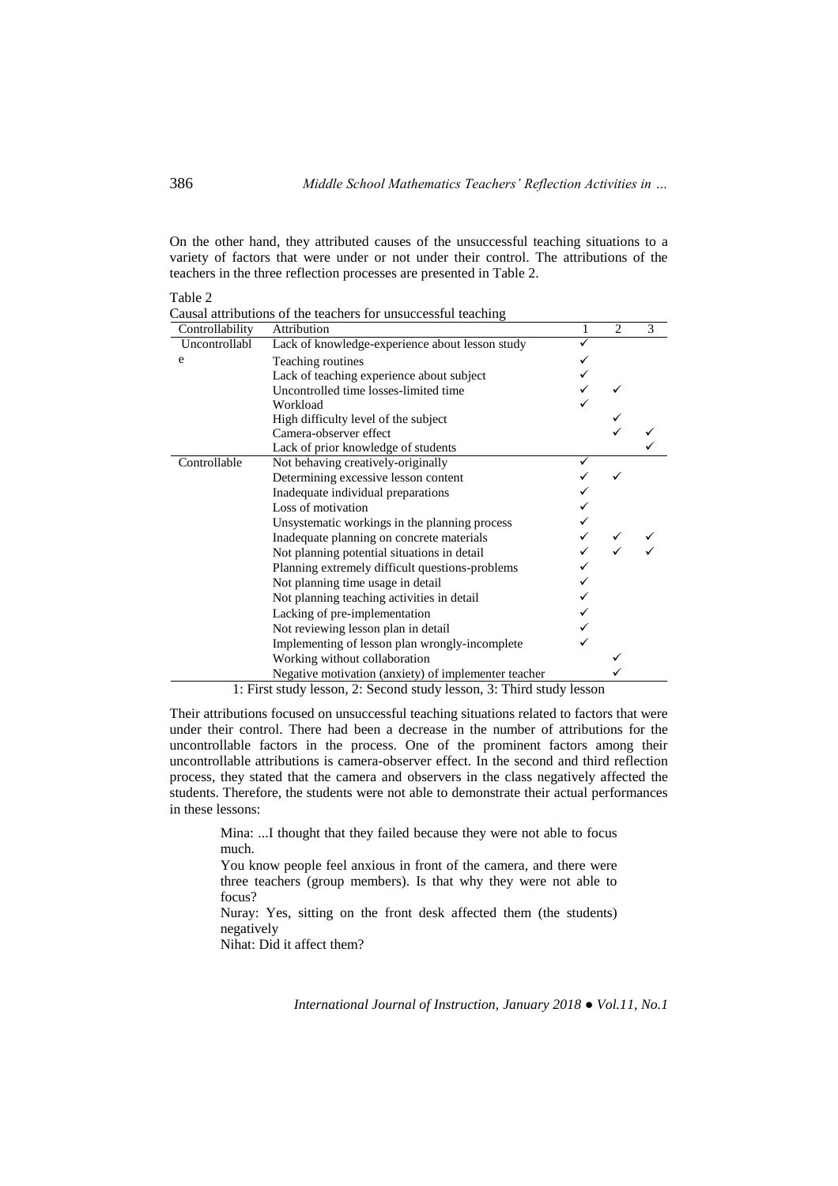On the other hand, they attributed causes of the unsuccessful teaching situations to a variety of factors that were under or not under their control. The attributions of the teachers in the three reflection processes are presented in Table 2.

Table 2

Causal attributions of the teachers for unsuccessful teaching

| Controllability | Attribution | 1 | 2 | 3 |
|---|---|---|---|---|
| Uncontrollable | Lack of knowledge-experience about lesson study | ✓ | | |
| | Teaching routines | ✓ | | |
| | Lack of teaching experience about subject | ✓ | | |
| | Uncontrolled time losses-limited time | ✓ | ✓ | |
| | Workload | ✓ | | |
| | High difficulty level of the subject | | ✓ | |
| | Camera-observer effect | | ✓ | ✓ |
| | Lack of prior knowledge of students | | | ✓ |
| Controllable | Not behaving creatively-originally | ✓ | | |
| | Determining excessive lesson content | ✓ | ✓ | |
| | Inadequate individual preparations | ✓ | | |
| | Loss of motivation | ✓ | | |
| | Unsystematic workings in the planning process | ✓ | | |
| | Inadequate planning on concrete materials | ✓ | ✓ | ✓ |
| | Not planning potential situations in detail | ✓ | ✓ | ✓ |
| | Planning extremely difficult questions-problems | ✓ | | |
| | Not planning time usage in detail | ✓ | | |
| | Not planning teaching activities in detail | ✓ | | |
| | Lacking of pre-implementation | ✓ | | |
| | Not reviewing lesson plan in detail | ✓ | | |
| | Implementing of lesson plan wrongly-incomplete | ✓ | | |
| | Working without collaboration | | ✓ | |
| | Negative motivation (anxiety) of implementer teacher | | ✓ | |

1: First study lesson, 2: Second study lesson, 3: Third study lesson

Their attributions focused on unsuccessful teaching situations related to factors that were under their control. There had been a decrease in the number of attributions for the uncontrollable factors in the process. One of the prominent factors among their uncontrollable attributions is camera-observer effect. In the second and third reflection process, they stated that the camera and observers in the class negatively affected the students. Therefore, the students were not able to demonstrate their actual performances in these lessons:

> Mina: ...I thought that they failed because they were not able to focus much.
>
> You know people feel anxious in front of the camera, and there were three teachers (group members). Is that why they were not able to focus?
>
> Nuray: Yes, sitting on the front desk affected them (the students) negatively
>
> Nihat: Did it affect them?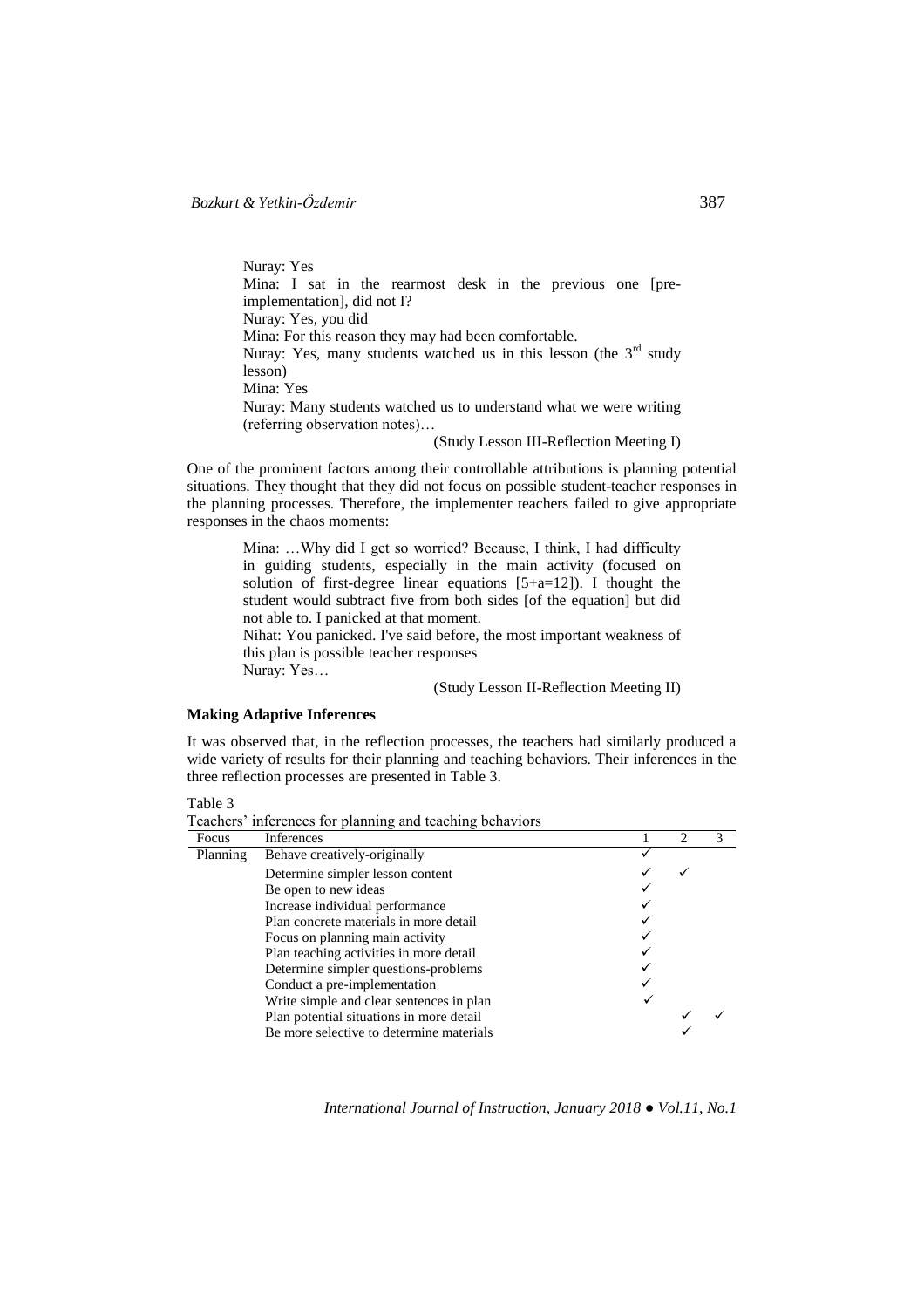Nuray: Yes

Mina: I sat in the rearmost desk in the previous one [pre-implementation], did not I?

Nuray: Yes, you did

Mina: For this reason they may had been comfortable.

Nuray: Yes, many students watched us in this lesson (the 3rd study lesson)

Mina: Yes

Nuray: Many students watched us to understand what we were writing (referring observation notes)…

(Study Lesson III-Reflection Meeting I)

One of the prominent factors among their controllable attributions is planning potential situations. They thought that they did not focus on possible student-teacher responses in the planning processes. Therefore, the implementer teachers failed to give appropriate responses in the chaos moments:

Mina: …Why did I get so worried? Because, I think, I had difficulty in guiding students, especially in the main activity (focused on solution of first-degree linear equations [5+a=12]). I thought the student would subtract five from both sides [of the equation] but did not able to. I panicked at that moment.

Nihat: You panicked. I've said before, the most important weakness of this plan is possible teacher responses

Nuray: Yes…

(Study Lesson II-Reflection Meeting II)

### Making Adaptive Inferences

It was observed that, in the reflection processes, the teachers had similarly produced a wide variety of results for their planning and teaching behaviors. Their inferences in the three reflection processes are presented in Table 3.

Table 3
Teachers' inferences for planning and teaching behaviors

| Focus | Inferences | 1 | 2 | 3 |
|---|---|---|---|---|
| Planning | Behave creatively-originally | ✓ | | |
| | Determine simpler lesson content | ✓ | ✓ | |
| | Be open to new ideas | ✓ | | |
| | Increase individual performance | ✓ | | |
| | Plan concrete materials in more detail | ✓ | | |
| | Focus on planning main activity | ✓ | | |
| | Plan teaching activities in more detail | ✓ | | |
| | Determine simpler questions-problems | ✓ | | |
| | Conduct a pre-implementation | ✓ | | |
| | Write simple and clear sentences in plan | ✓ | | |
| | Plan potential situations in more detail | | ✓ | ✓ |
| | Be more selective to determine materials | | ✓ | |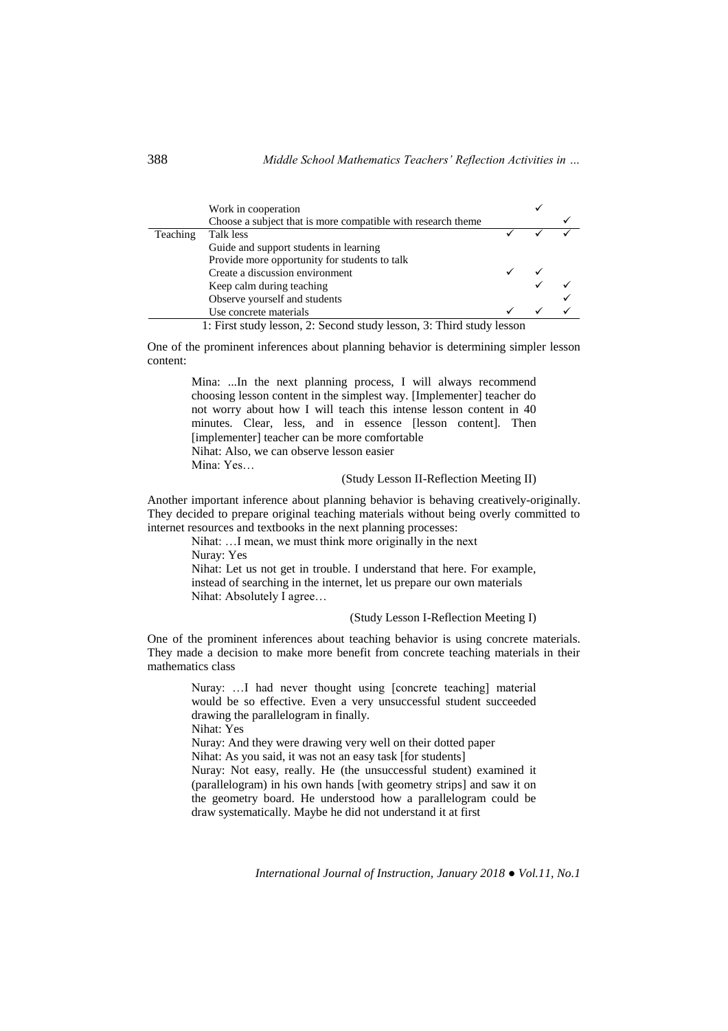| | | 1 | 2 | 3 |
|---|---|---|---|---|
| | Work in cooperation | | ✓ | |
| | Choose a subject that is more compatible with research theme | | | ✓ |
| Teaching | Talk less | ✓ | ✓ | ✓ |
| | Guide and support students in learning | | | |
| | Provide more opportunity for students to talk | | | |
| | Create a discussion environment | ✓ | ✓ | |
| | Keep calm during teaching | | ✓ | ✓ |
| | Observe yourself and students | | | ✓ |
| | Use concrete materials | ✓ | ✓ | ✓ |

1: First study lesson, 2: Second study lesson, 3: Third study lesson

One of the prominent inferences about planning behavior is determining simpler lesson content:

> Mina: ...In the next planning process, I will always recommend choosing lesson content in the simplest way. [Implementer] teacher do not worry about how I will teach this intense lesson content in 40 minutes. Clear, less, and in essence [lesson content]. Then [implementer] teacher can be more comfortable
> Nihat: Also, we can observe lesson easier
> Mina: Yes…
>
> (Study Lesson II-Reflection Meeting II)

Another important inference about planning behavior is behaving creatively-originally. They decided to prepare original teaching materials without being overly committed to internet resources and textbooks in the next planning processes:

> Nihat: …I mean, we must think more originally in the next
> Nuray: Yes
> Nihat: Let us not get in trouble. I understand that here. For example, instead of searching in the internet, let us prepare our own materials
> Nihat: Absolutely I agree…
>
> (Study Lesson I-Reflection Meeting I)

One of the prominent inferences about teaching behavior is using concrete materials. They made a decision to make more benefit from concrete teaching materials in their mathematics class

> Nuray: …I had never thought using [concrete teaching] material would be so effective. Even a very unsuccessful student succeeded drawing the parallelogram in finally.
> Nihat: Yes
> Nuray: And they were drawing very well on their dotted paper
> Nihat: As you said, it was not an easy task [for students]
> Nuray: Not easy, really. He (the unsuccessful student) examined it (parallelogram) in his own hands [with geometry strips] and saw it on the geometry board. He understood how a parallelogram could be draw systematically. Maybe he did not understand it at first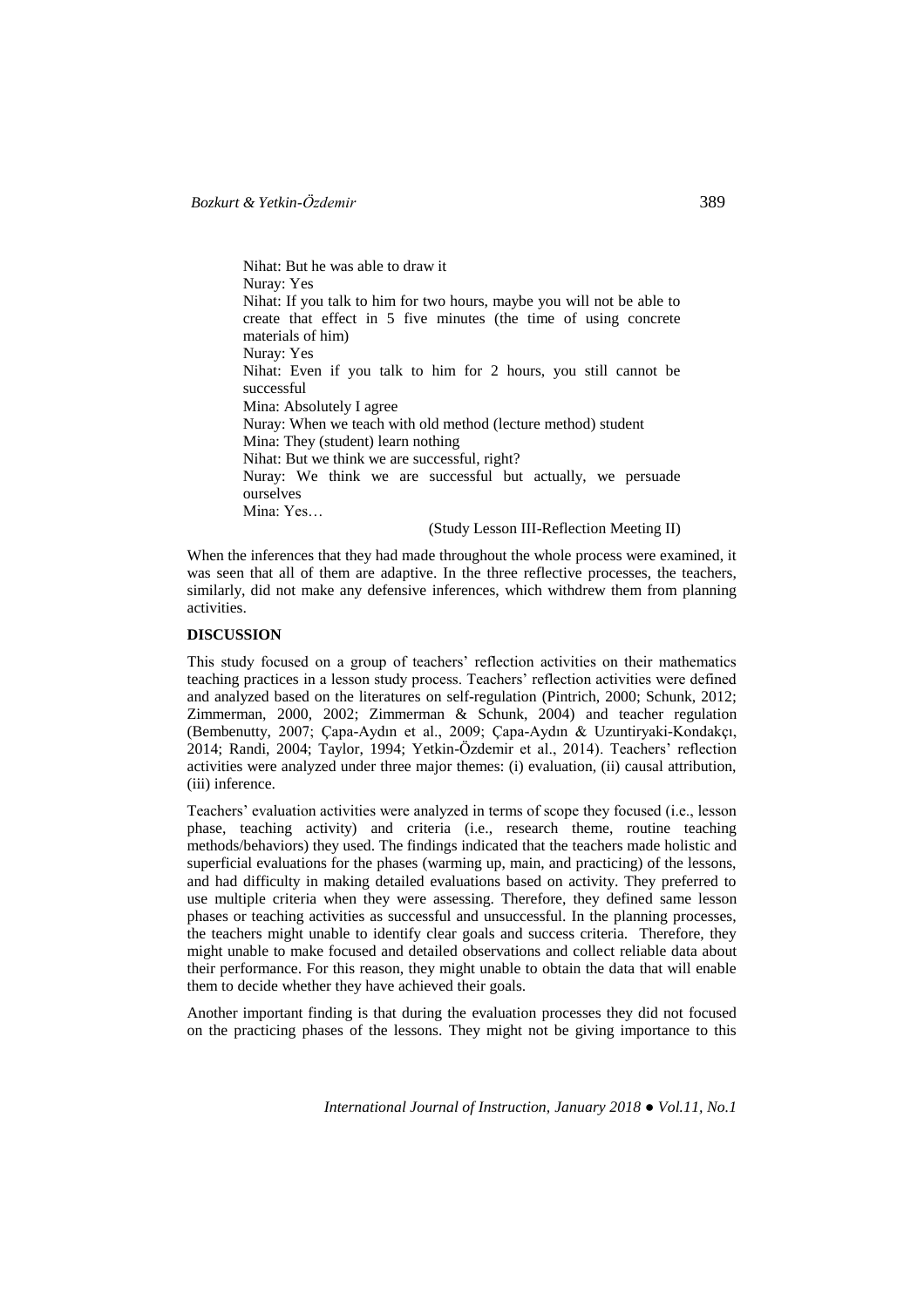Nihat: But he was able to draw it
Nuray: Yes
Nihat: If you talk to him for two hours, maybe you will not be able to create that effect in 5 five minutes (the time of using concrete materials of him)
Nuray: Yes
Nihat: Even if you talk to him for 2 hours, you still cannot be successful
Mina: Absolutely I agree
Nuray: When we teach with old method (lecture method) student
Mina: They (student) learn nothing
Nihat: But we think we are successful, right?
Nuray: We think we are successful but actually, we persuade ourselves
Mina: Yes…

(Study Lesson III-Reflection Meeting II)

When the inferences that they had made throughout the whole process were examined, it was seen that all of them are adaptive. In the three reflective processes, the teachers, similarly, did not make any defensive inferences, which withdrew them from planning activities.

## DISCUSSION

This study focused on a group of teachers' reflection activities on their mathematics teaching practices in a lesson study process. Teachers' reflection activities were defined and analyzed based on the literatures on self-regulation (Pintrich, 2000; Schunk, 2012; Zimmerman, 2000, 2002; Zimmerman & Schunk, 2004) and teacher regulation (Bembenutty, 2007; Çapa-Aydın et al., 2009; Çapa-Aydın & Uzuntiryaki-Kondakçı, 2014; Randi, 2004; Taylor, 1994; Yetkin-Özdemir et al., 2014). Teachers' reflection activities were analyzed under three major themes: (i) evaluation, (ii) causal attribution, (iii) inference.

Teachers' evaluation activities were analyzed in terms of scope they focused (i.e., lesson phase, teaching activity) and criteria (i.e., research theme, routine teaching methods/behaviors) they used. The findings indicated that the teachers made holistic and superficial evaluations for the phases (warming up, main, and practicing) of the lessons, and had difficulty in making detailed evaluations based on activity. They preferred to use multiple criteria when they were assessing. Therefore, they defined same lesson phases or teaching activities as successful and unsuccessful. In the planning processes, the teachers might unable to identify clear goals and success criteria. Therefore, they might unable to make focused and detailed observations and collect reliable data about their performance. For this reason, they might unable to obtain the data that will enable them to decide whether they have achieved their goals.

Another important finding is that during the evaluation processes they did not focused on the practicing phases of the lessons. They might not be giving importance to this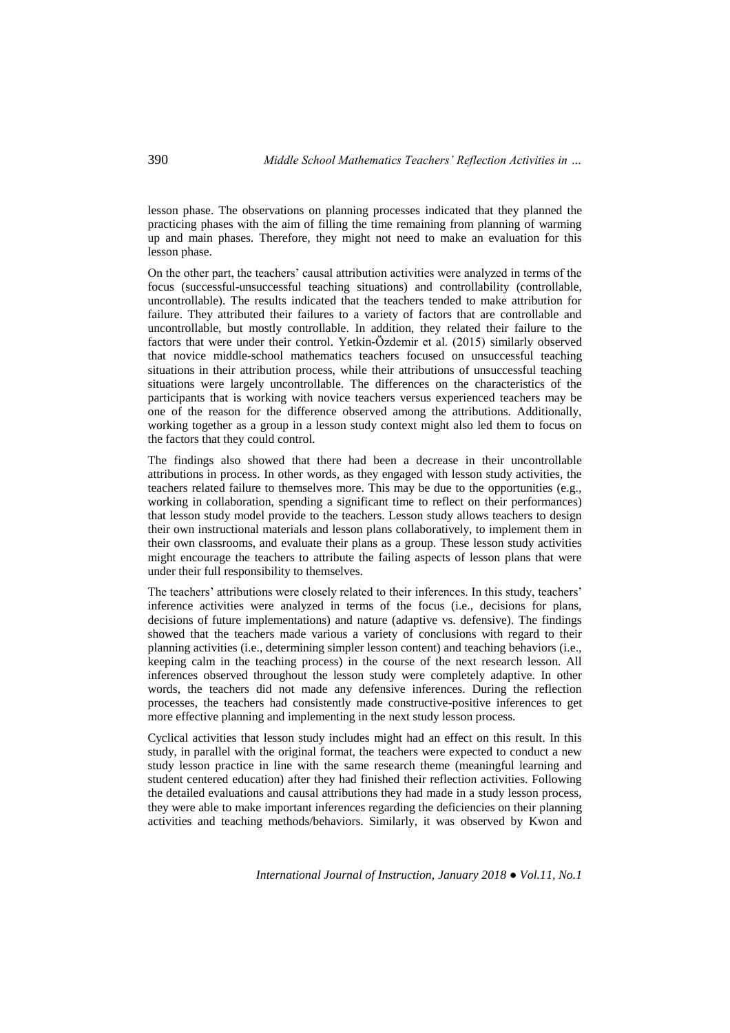lesson phase. The observations on planning processes indicated that they planned the practicing phases with the aim of filling the time remaining from planning of warming up and main phases. Therefore, they might not need to make an evaluation for this lesson phase.

On the other part, the teachers' causal attribution activities were analyzed in terms of the focus (successful-unsuccessful teaching situations) and controllability (controllable, uncontrollable). The results indicated that the teachers tended to make attribution for failure. They attributed their failures to a variety of factors that are controllable and uncontrollable, but mostly controllable. In addition, they related their failure to the factors that were under their control. Yetkin-Özdemir et al. (2015) similarly observed that novice middle-school mathematics teachers focused on unsuccessful teaching situations in their attribution process, while their attributions of unsuccessful teaching situations were largely uncontrollable. The differences on the characteristics of the participants that is working with novice teachers versus experienced teachers may be one of the reason for the difference observed among the attributions. Additionally, working together as a group in a lesson study context might also led them to focus on the factors that they could control.

The findings also showed that there had been a decrease in their uncontrollable attributions in process. In other words, as they engaged with lesson study activities, the teachers related failure to themselves more. This may be due to the opportunities (e.g., working in collaboration, spending a significant time to reflect on their performances) that lesson study model provide to the teachers. Lesson study allows teachers to design their own instructional materials and lesson plans collaboratively, to implement them in their own classrooms, and evaluate their plans as a group. These lesson study activities might encourage the teachers to attribute the failing aspects of lesson plans that were under their full responsibility to themselves.

The teachers' attributions were closely related to their inferences. In this study, teachers' inference activities were analyzed in terms of the focus (i.e., decisions for plans, decisions of future implementations) and nature (adaptive vs. defensive). The findings showed that the teachers made various a variety of conclusions with regard to their planning activities (i.e., determining simpler lesson content) and teaching behaviors (i.e., keeping calm in the teaching process) in the course of the next research lesson. All inferences observed throughout the lesson study were completely adaptive. In other words, the teachers did not made any defensive inferences. During the reflection processes, the teachers had consistently made constructive-positive inferences to get more effective planning and implementing in the next study lesson process.

Cyclical activities that lesson study includes might had an effect on this result. In this study, in parallel with the original format, the teachers were expected to conduct a new study lesson practice in line with the same research theme (meaningful learning and student centered education) after they had finished their reflection activities. Following the detailed evaluations and causal attributions they had made in a study lesson process, they were able to make important inferences regarding the deficiencies on their planning activities and teaching methods/behaviors. Similarly, it was observed by Kwon and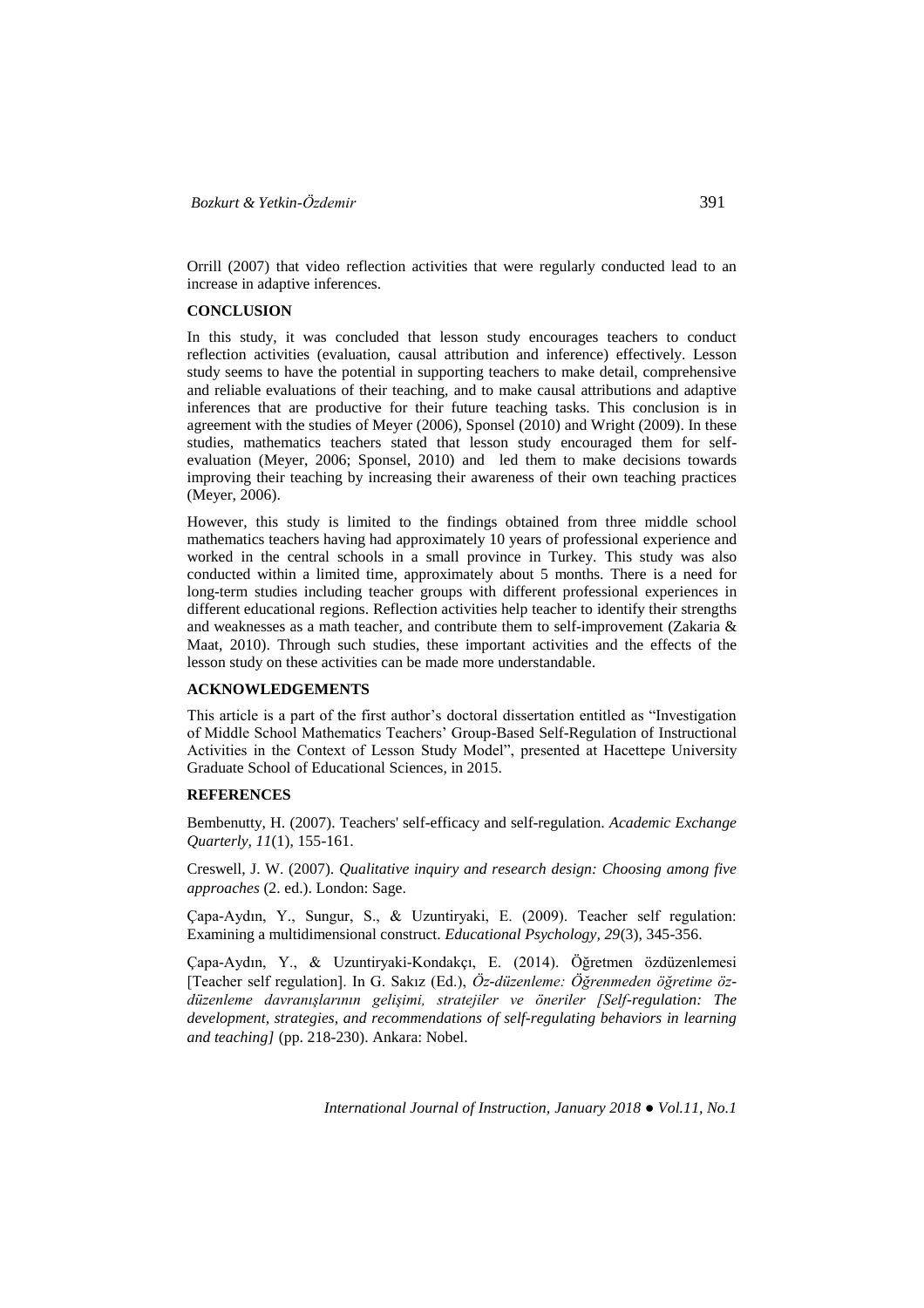Orrill (2007) that video reflection activities that were regularly conducted lead to an increase in adaptive inferences.

## CONCLUSION

In this study, it was concluded that lesson study encourages teachers to conduct reflection activities (evaluation, causal attribution and inference) effectively. Lesson study seems to have the potential in supporting teachers to make detail, comprehensive and reliable evaluations of their teaching, and to make causal attributions and adaptive inferences that are productive for their future teaching tasks. This conclusion is in agreement with the studies of Meyer (2006), Sponsel (2010) and Wright (2009). In these studies, mathematics teachers stated that lesson study encouraged them for self-evaluation (Meyer, 2006; Sponsel, 2010) and led them to make decisions towards improving their teaching by increasing their awareness of their own teaching practices (Meyer, 2006).

However, this study is limited to the findings obtained from three middle school mathematics teachers having had approximately 10 years of professional experience and worked in the central schools in a small province in Turkey. This study was also conducted within a limited time, approximately about 5 months. There is a need for long-term studies including teacher groups with different professional experiences in different educational regions. Reflection activities help teacher to identify their strengths and weaknesses as a math teacher, and contribute them to self-improvement (Zakaria & Maat, 2010). Through such studies, these important activities and the effects of the lesson study on these activities can be made more understandable.

## ACKNOWLEDGEMENTS

This article is a part of the first author's doctoral dissertation entitled as "Investigation of Middle School Mathematics Teachers' Group-Based Self-Regulation of Instructional Activities in the Context of Lesson Study Model", presented at Hacettepe University Graduate School of Educational Sciences, in 2015.

## REFERENCES

Bembenutty, H. (2007). Teachers' self-efficacy and self-regulation. *Academic Exchange Quarterly, 11*(1), 155-161.

Creswell, J. W. (2007). *Qualitative inquiry and research design: Choosing among five approaches* (2. ed.). London: Sage.

Çapa-Aydın, Y., Sungur, S., & Uzuntiryaki, E. (2009). Teacher self regulation: Examining a multidimensional construct. *Educational Psychology, 29*(3), 345-356.

Çapa-Aydın, Y., & Uzuntiryaki-Kondakçı, E. (2014). Öğretmen özdüzenlemesi [Teacher self regulation]. In G. Sakız (Ed.), *Öz-düzenleme: Öğrenmeden öğretime öz-düzenleme davranışlarının gelişimi, stratejiler ve öneriler [Self-regulation: The development, strategies, and recommendations of self-regulating behaviors in learning and teaching]* (pp. 218-230). Ankara: Nobel.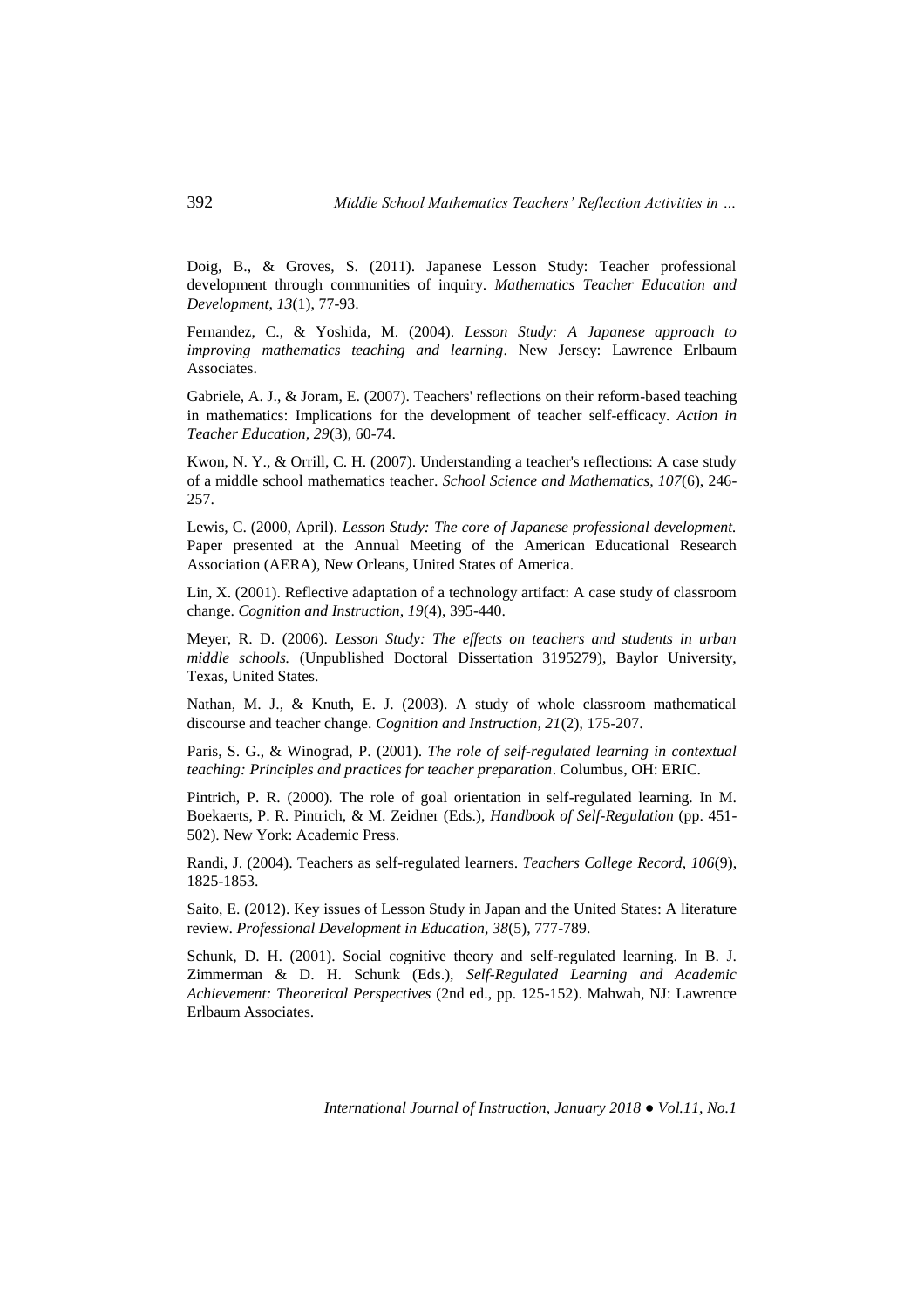Doig, B., & Groves, S. (2011). Japanese Lesson Study: Teacher professional development through communities of inquiry. *Mathematics Teacher Education and Development, 13*(1), 77-93.

Fernandez, C., & Yoshida, M. (2004). *Lesson Study: A Japanese approach to improving mathematics teaching and learning*. New Jersey: Lawrence Erlbaum Associates.

Gabriele, A. J., & Joram, E. (2007). Teachers' reflections on their reform-based teaching in mathematics: Implications for the development of teacher self-efficacy. *Action in Teacher Education, 29*(3), 60-74.

Kwon, N. Y., & Orrill, C. H. (2007). Understanding a teacher's reflections: A case study of a middle school mathematics teacher. *School Science and Mathematics, 107*(6), 246-257.

Lewis, C. (2000, April). *Lesson Study: The core of Japanese professional development.* Paper presented at the Annual Meeting of the American Educational Research Association (AERA), New Orleans, United States of America.

Lin, X. (2001). Reflective adaptation of a technology artifact: A case study of classroom change. *Cognition and Instruction, 19*(4), 395-440.

Meyer, R. D. (2006). *Lesson Study: The effects on teachers and students in urban middle schools.* (Unpublished Doctoral Dissertation 3195279), Baylor University, Texas, United States.

Nathan, M. J., & Knuth, E. J. (2003). A study of whole classroom mathematical discourse and teacher change. *Cognition and Instruction, 21*(2), 175-207.

Paris, S. G., & Winograd, P. (2001). *The role of self-regulated learning in contextual teaching: Principles and practices for teacher preparation*. Columbus, OH: ERIC.

Pintrich, P. R. (2000). The role of goal orientation in self-regulated learning. In M. Boekaerts, P. R. Pintrich, & M. Zeidner (Eds.), *Handbook of Self-Regulation* (pp. 451-502). New York: Academic Press.

Randi, J. (2004). Teachers as self-regulated learners. *Teachers College Record, 106*(9), 1825-1853.

Saito, E. (2012). Key issues of Lesson Study in Japan and the United States: A literature review. *Professional Development in Education, 38*(5), 777-789.

Schunk, D. H. (2001). Social cognitive theory and self-regulated learning. In B. J. Zimmerman & D. H. Schunk (Eds.), *Self-Regulated Learning and Academic Achievement: Theoretical Perspectives* (2nd ed., pp. 125-152). Mahwah, NJ: Lawrence Erlbaum Associates.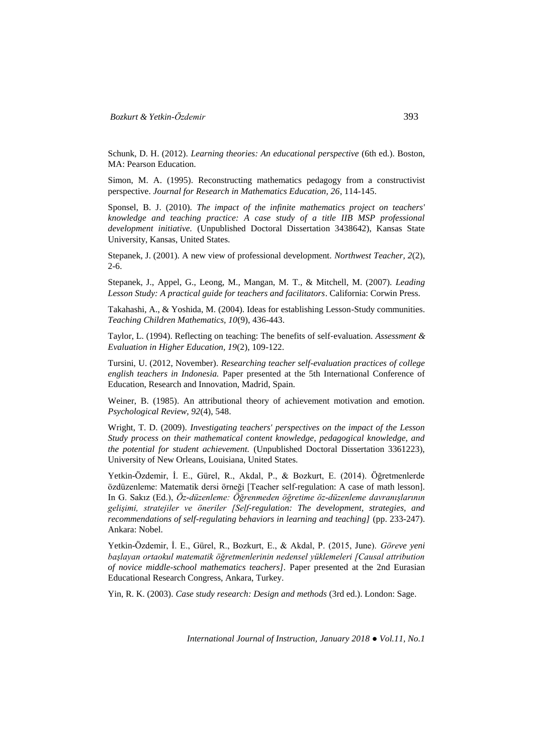Schunk, D. H. (2012). *Learning theories: An educational perspective* (6th ed.). Boston, MA: Pearson Education.

Simon, M. A. (1995). Reconstructing mathematics pedagogy from a constructivist perspective. *Journal for Research in Mathematics Education, 26*, 114-145.

Sponsel, B. J. (2010). *The impact of the infinite mathematics project on teachers' knowledge and teaching practice: A case study of a title IIB MSP professional development initiative.* (Unpublished Doctoral Dissertation 3438642), Kansas State University, Kansas, United States.

Stepanek, J. (2001). A new view of professional development. *Northwest Teacher, 2*(2), 2-6.

Stepanek, J., Appel, G., Leong, M., Mangan, M. T., & Mitchell, M. (2007). *Leading Lesson Study: A practical guide for teachers and facilitators*. California: Corwin Press.

Takahashi, A., & Yoshida, M. (2004). Ideas for establishing Lesson-Study communities. *Teaching Children Mathematics, 10*(9), 436-443.

Taylor, L. (1994). Reflecting on teaching: The benefits of self‐evaluation. *Assessment & Evaluation in Higher Education, 19*(2), 109-122.

Tursini, U. (2012, November). *Researching teacher self-evaluation practices of college english teachers in Indonesia.* Paper presented at the 5th International Conference of Education, Research and Innovation, Madrid, Spain.

Weiner, B. (1985). An attributional theory of achievement motivation and emotion. *Psychological Review, 92*(4), 548.

Wright, T. D. (2009). *Investigating teachers' perspectives on the impact of the Lesson Study process on their mathematical content knowledge, pedagogical knowledge, and the potential for student achievement.* (Unpublished Doctoral Dissertation 3361223), University of New Orleans, Louisiana, United States.

Yetkin-Özdemir, İ. E., Gürel, R., Akdal, P., & Bozkurt, E. (2014). Öğretmenlerde özdüzenleme: Matematik dersi örneği [Teacher self-regulation: A case of math lesson]. In G. Sakız (Ed.), *Öz-düzenleme: Öğrenmeden öğretime öz-düzenleme davranışlarının gelişimi, stratejiler ve öneriler [Self-regulation: The development, strategies, and recommendations of self-regulating behaviors in learning and teaching]* (pp. 233-247). Ankara: Nobel.

Yetkin-Özdemir, İ. E., Gürel, R., Bozkurt, E., & Akdal, P. (2015, June). *Göreve yeni başlayan ortaokul matematik öğretmenlerinin nedensel yüklemeleri [Causal attribution of novice middle-school mathematics teachers]*. Paper presented at the 2nd Eurasian Educational Research Congress, Ankara, Turkey.

Yin, R. K. (2003). *Case study research: Design and methods* (3rd ed.). London: Sage.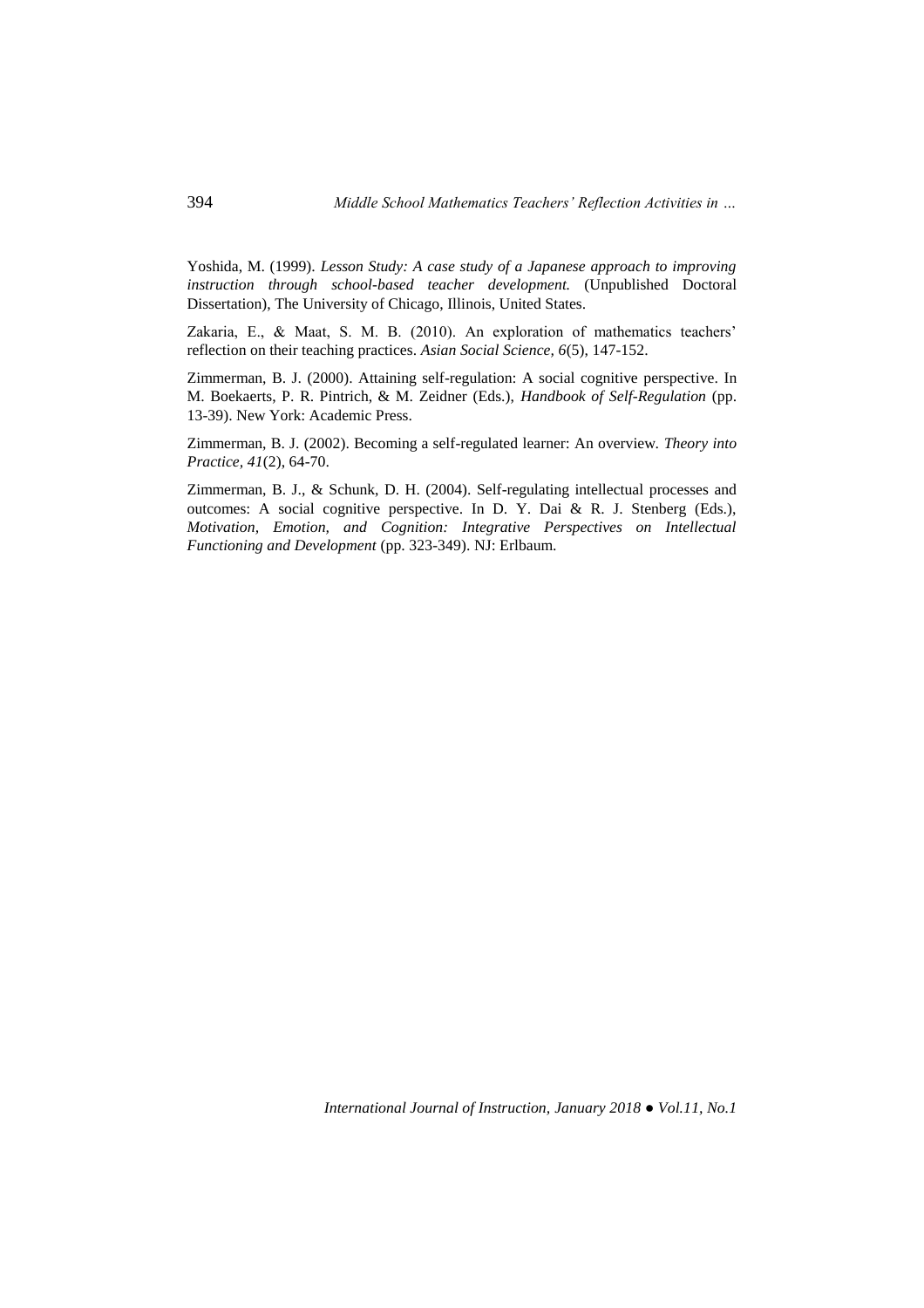Yoshida, M. (1999). *Lesson Study: A case study of a Japanese approach to improving instruction through school-based teacher development.* (Unpublished Doctoral Dissertation), The University of Chicago, Illinois, United States.

Zakaria, E., & Maat, S. M. B. (2010). An exploration of mathematics teachers' reflection on their teaching practices. *Asian Social Science, 6*(5), 147-152.

Zimmerman, B. J. (2000). Attaining self-regulation: A social cognitive perspective. In M. Boekaerts, P. R. Pintrich, & M. Zeidner (Eds.), *Handbook of Self-Regulation* (pp. 13-39). New York: Academic Press.

Zimmerman, B. J. (2002). Becoming a self-regulated learner: An overview. *Theory into Practice, 41*(2), 64-70.

Zimmerman, B. J., & Schunk, D. H. (2004). Self-regulating intellectual processes and outcomes: A social cognitive perspective. In D. Y. Dai & R. J. Stenberg (Eds.), *Motivation, Emotion, and Cognition: Integrative Perspectives on Intellectual Functioning and Development* (pp. 323-349). NJ: Erlbaum.